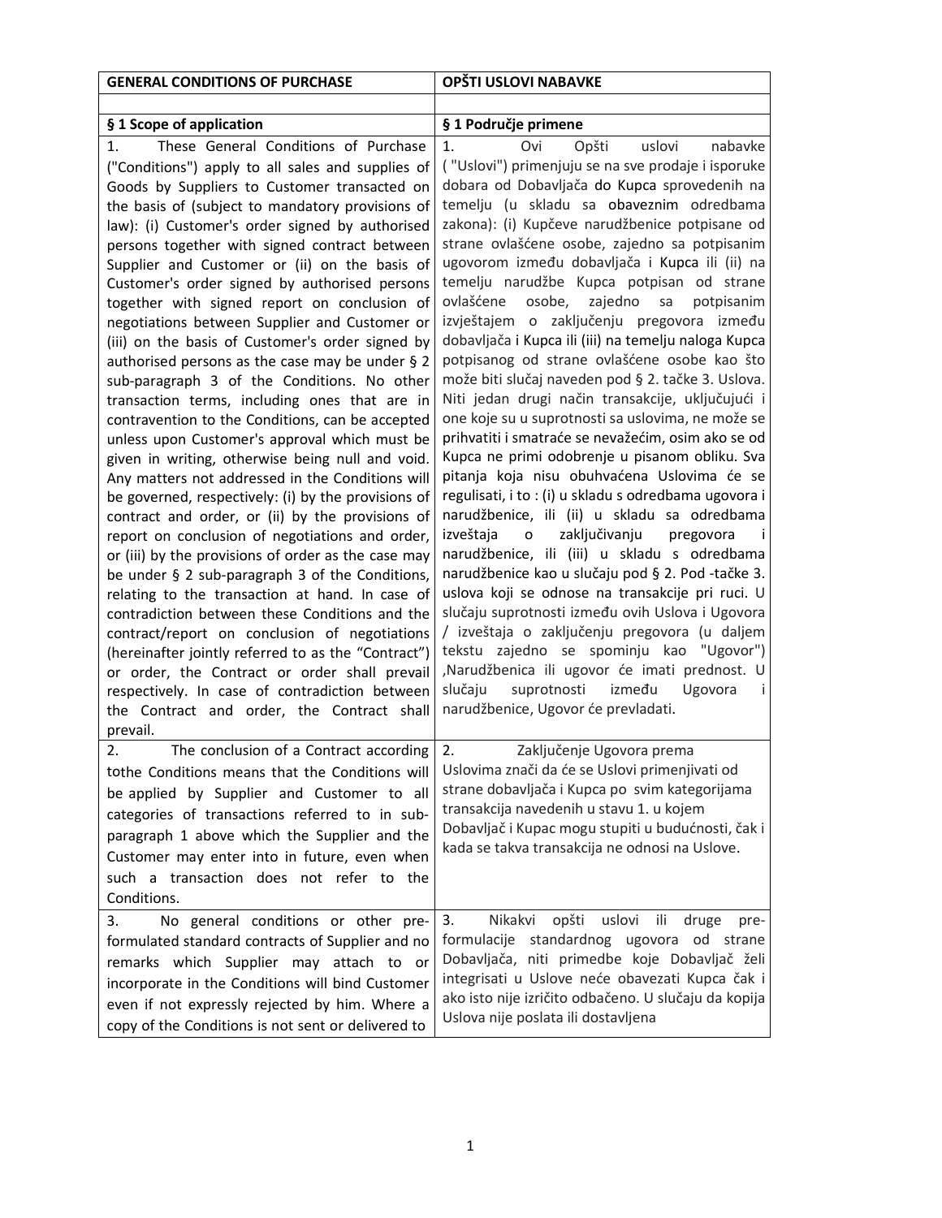| GENERAL CONDITIONS OF PURCHASE | OPŠTI USLOVI NABAVKE |
| --- | --- |
| | |
| **§ 1 Scope of application** | **§ 1 Područje primene** |
| 1. These General Conditions of Purchase ("Conditions") apply to all sales and supplies of Goods by Suppliers to Customer transacted on the basis of (subject to mandatory provisions of law): (i) Customer's order signed by authorised persons together with signed contract between Supplier and Customer or (ii) on the basis of Customer's order signed by authorised persons together with signed report on conclusion of negotiations between Supplier and Customer or (iii) on the basis of Customer's order signed by authorised persons as the case may be under § 2 sub-paragraph 3 of the Conditions. No other transaction terms, including ones that are in contravention to the Conditions, can be accepted unless upon Customer's approval which must be given in writing, otherwise being null and void. Any matters not addressed in the Conditions will be governed, respectively: (i) by the provisions of contract and order, or (ii) by the provisions of report on conclusion of negotiations and order, or (iii) by the provisions of order as the case may be under § 2 sub-paragraph 3 of the Conditions, relating to the transaction at hand. In case of contradiction between these Conditions and the contract/report on conclusion of negotiations (hereinafter jointly referred to as the "Contract") or order, the Contract or order shall prevail respectively. In case of contradiction between the Contract and order, the Contract shall prevail. | 1. Ovi Opšti uslovi nabavke ( "Uslovi") primenjuju se na sve prodaje i isporuke dobara od Dobavljača do Kupca sprovedenih na temelju (u skladu sa obaveznim odredbama zakona): (i) Kupčeve narudžbenice potpisane od strane ovlašćene osobe, zajedno sa potpisanim ugovorom između dobavljača i Kupca ili (ii) na temelju narudžbe Kupca potpisan od strane ovlašćene osobe, zajedno sa potpisanim izvještajem o zaključenju pregovora između dobavljača i Kupca ili (iii) na temelju naloga Kupca potpisanog od strane ovlašćene osobe kao što može biti slučaj naveden pod § 2. tačke 3. Uslova. Niti jedan drugi način transakcije, uključujući i one koje su u suprotnosti sa uslovima, ne može se prihvatiti i smatraće se nevažećim, osim ako se od Kupca ne primi odobrenje u pisanom obliku. Sva pitanja koja nisu obuhvaćena Uslovima će se regulisati, i to : (i) u skladu s odredbama ugovora i narudžbenice, ili (ii) u skladu sa odredbama izveštaja o zaključivanju pregovora i narudžbenice, ili (iii) u skladu s odredbama narudžbenice kao u slučaju pod § 2. Pod -tačke 3. uslova koji se odnose na transakcije pri ruci. U slučaju suprotnosti između ovih Uslova i Ugovora / izveštaja o zaključenju pregovora (u daljem tekstu zajedno se spominju kao "Ugovor") ,Narudžbenica ili ugovor će imati prednost. U slučaju suprotnosti između Ugovora i narudžbenice, Ugovor će prevladati. |
| 2. The conclusion of a Contract according tothe Conditions means that the Conditions will be applied by Supplier and Customer to all categories of transactions referred to in sub-paragraph 1 above which the Supplier and the Customer may enter into in future, even when such a transaction does not refer to the Conditions. | 2. Zaključenje Ugovora prema Uslovima znači da će se Uslovi primenjivati od strane dobavljača i Kupca po svim kategorijama transakcija navedenih u stavu 1. u kojem Dobavljač i Kupac mogu stupiti u budućnosti, čak i kada se takva transakcija ne odnosi na Uslove. |
| 3. No general conditions or other pre-formulated standard contracts of Supplier and no remarks which Supplier may attach to or incorporate in the Conditions will bind Customer even if not expressly rejected by him. Where a copy of the Conditions is not sent or delivered to | 3. Nikakvi opšti uslovi ili druge pre-formulacije standardnog ugovora od strane Dobavljača, niti primedbe koje Dobavljač želi integrisati u Uslove neće obavezati Kupca čak i ako isto nije izričito odbačeno. U slučaju da kopija Uslova nije poslata ili dostavljena |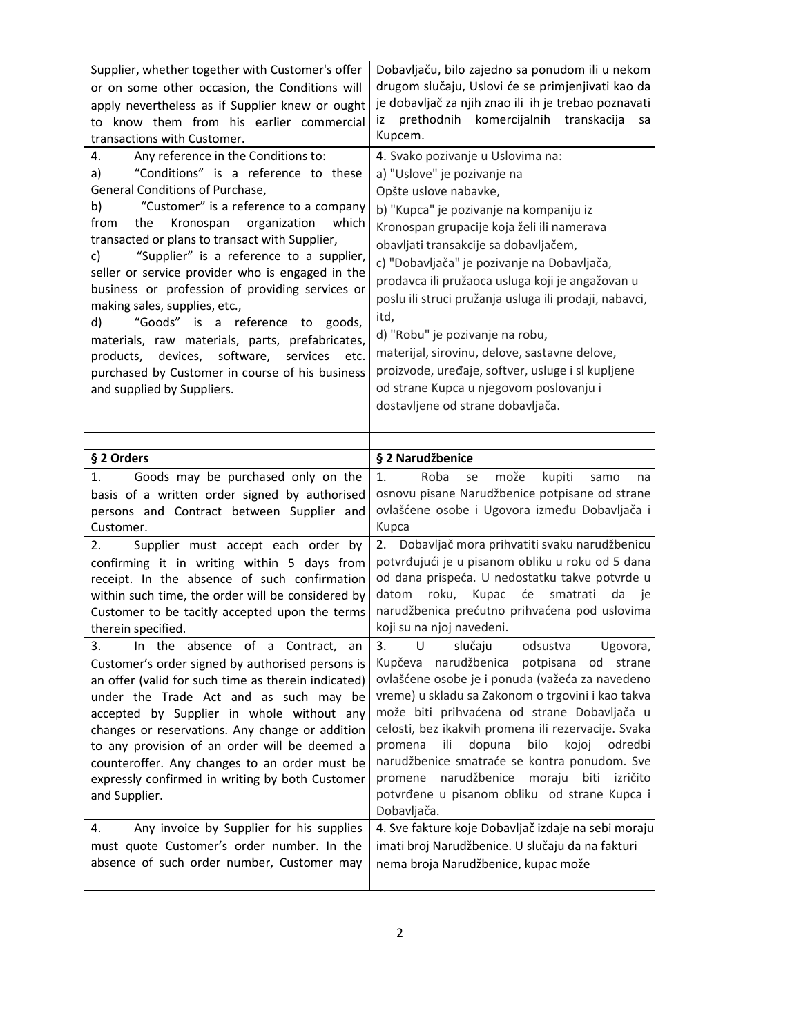| | |
|---|---|
| Supplier, whether together with Customer's offer or on some other occasion, the Conditions will apply nevertheless as if Supplier knew or ought to know them from his earlier commercial transactions with Customer. | Dobavljaču, bilo zajedno sa ponudom ili u nekom drugom slučaju, Uslovi će se primjenjivati kao da je dobavljač za njih znao ili ih je trebao poznavati iz prethodnih komercijalnih transkacija sa Kupcem. |
| 4. Any reference in the Conditions to:<br>a) "Conditions" is a reference to these General Conditions of Purchase,<br>b) "Customer" is a reference to a company from the Kronospan organization which transacted or plans to transact with Supplier,<br>c) "Supplier" is a reference to a supplier, seller or service provider who is engaged in the business or profession of providing services or making sales, supplies, etc.,<br>d) "Goods" is a reference to goods, materials, raw materials, parts, prefabricates, products, devices, software, services etc. purchased by Customer in course of his business and supplied by Suppliers. | 4. Svako pozivanje u Uslovima na:<br>a) "Uslove" je pozivanje na Opšte uslove nabavke,<br>b) "Kupca" je pozivanje na kompaniju iz Kronospan grupacije koja želi ili namerava obavljati transakcije sa dobavljačem,<br>c) "Dobavljača" je pozivanje na Dobavljača, prodavca ili pružaoca usluga koji je angažovan u poslu ili struci pružanja usluga ili prodaji, nabavci, itd,<br>d) "Robu" je pozivanje na robu, materijal, sirovinu, delove, sastavne delove, proizvode, uređaje, softver, usluge i sl kupljene od strane Kupca u njegovom poslovanju i dostavljene od strane dobavljača. |
| | |
| **§ 2 Orders** | **§ 2 Narudžbenice** |
| 1. Goods may be purchased only on the basis of a written order signed by authorised persons and Contract between Supplier and Customer. | 1. Roba se može kupiti samo na osnovu pisane Narudžbenice potpisane od strane ovlašćene osobe i Ugovora između Dobavljača i Kupca |
| 2. Supplier must accept each order by confirming it in writing within 5 days from receipt. In the absence of such confirmation within such time, the order will be considered by Customer to be tacitly accepted upon the terms therein specified. | 2. Dobavljač mora prihvatiti svaku narudžbenicu potvrđujući je u pisanom obliku u roku od 5 dana od dana prispeća. U nedostatku takve potvrde u datom roku, Kupac će smatrati da je narudžbenica prećutno prihvaćena pod uslovima koji su na njoj navedeni. |
| 3. In the absence of a Contract, an Customer's order signed by authorised persons is an offer (valid for such time as therein indicated) under the Trade Act and as such may be accepted by Supplier in whole without any changes or reservations. Any change or addition to any provision of an order will be deemed a counteroffer. Any changes to an order must be expressly confirmed in writing by both Customer and Supplier. | 3. U slučaju odsustva Ugovora, Kupčeva narudžbenica potpisana od strane ovlašćene osobe je i ponuda (važeća za navedeno vreme) u skladu sa Zakonom o trgovini i kao takva može biti prihvaćena od strane Dobavljača u celosti, bez ikakvih promena ili rezervacije. Svaka promena ili dopuna bilo kojoj odredbi narudžbenice smatraće se kontra ponudom. Sve promene narudžbenice moraju biti izričito potvrđene u pisanom obliku od strane Kupca i Dobavljača. |
| 4. Any invoice by Supplier for his supplies must quote Customer's order number. In the absence of such order number, Customer may | 4. Sve fakture koje Dobavljač izdaje na sebi moraju imati broj Narudžbenice. U slučaju da na fakturi nema broja Narudžbenice, kupac može |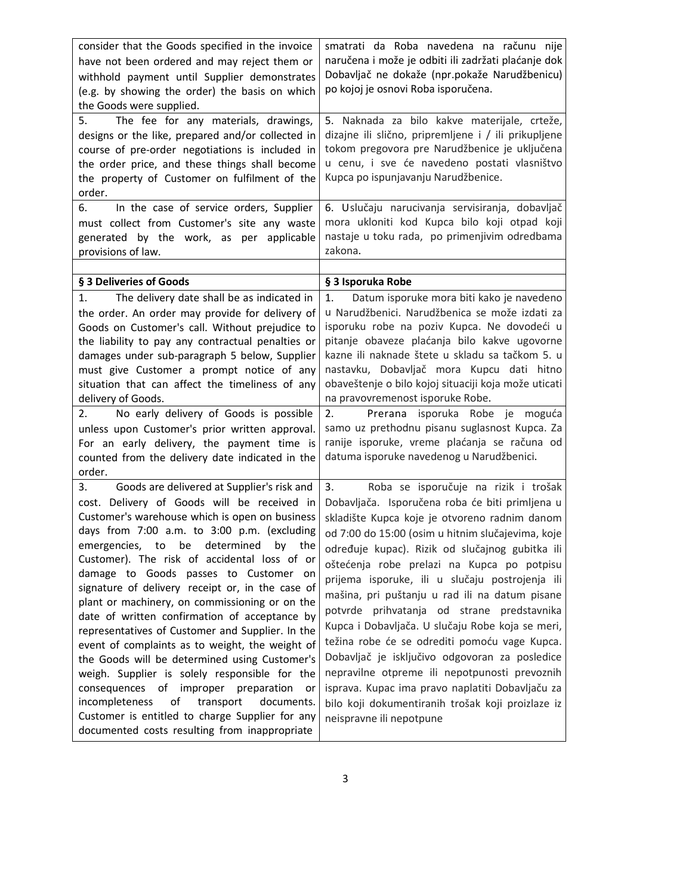| consider that the Goods specified in the invoice have not been ordered and may reject them or withhold payment until Supplier demonstrates (e.g. by showing the order) the basis on which the Goods were supplied. | smatrati da Roba navedena na računu nije naručena i može je odbiti ili zadržati plaćanje dok Dobavljač ne dokaže (npr.pokaže Narudžbenicu) po kojoj je osnovi Roba isporučena. |
|---|---|
| 5. The fee for any materials, drawings, designs or the like, prepared and/or collected in course of pre-order negotiations is included in the order price, and these things shall become the property of Customer on fulfilment of the order. | 5. Naknada za bilo kakve materijale, crteže, dizajne ili slično, pripremljene i / ili prikupljene tokom pregovora pre Narudžbenice je uključena u cenu, i sve će navedeno postati vlasništvo Kupca po ispunjavanju Narudžbenice. |
| 6. In the case of service orders, Supplier must collect from Customer's site any waste generated by the work, as per applicable provisions of law. | 6. Uslučaju narucivanja servisiranja, dobavljač mora ukloniti kod Kupca bilo koji otpad koji nastaje u toku rada, po primenjivim odredbama zakona. |
| | |
| **§ 3 Deliveries of Goods** | **§ 3 Isporuka Robe** |
| 1. The delivery date shall be as indicated in the order. An order may provide for delivery of Goods on Customer's call. Without prejudice to the liability to pay any contractual penalties or damages under sub-paragraph 5 below, Supplier must give Customer a prompt notice of any situation that can affect the timeliness of any delivery of Goods. | 1. Datum isporuke mora biti kako je navedeno u Narudžbenici. Narudžbenica se može izdati za isporuku robe na poziv Kupca. Ne dovodeći u pitanje obaveze plaćanja bilo kakve ugovorne kazne ili naknade štete u skladu sa tačkom 5. u nastavku, Dobavljač mora Kupcu dati hitno obaveštenje o bilo kojoj situaciji koja može uticati na pravovremenost isporuke Robe. |
| 2. No early delivery of Goods is possible unless upon Customer's prior written approval. For an early delivery, the payment time is counted from the delivery date indicated in the order. | 2. Prerana isporuka Robe je moguća samo uz prethodnu pisanu suglasnost Kupca. Za ranije isporuke, vreme plaćanja se računa od datuma isporuke navedenog u Narudžbenici. |
| 3. Goods are delivered at Supplier's risk and cost. Delivery of Goods will be received in Customer's warehouse which is open on business days from 7:00 a.m. to 3:00 p.m. (excluding emergencies, to be determined by the Customer). The risk of accidental loss of or damage to Goods passes to Customer on signature of delivery receipt or, in the case of plant or machinery, on commissioning or on the date of written confirmation of acceptance by representatives of Customer and Supplier. In the event of complaints as to weight, the weight of the Goods will be determined using Customer's weigh. Supplier is solely responsible for the consequences of improper preparation or incompleteness of transport documents. Customer is entitled to charge Supplier for any documented costs resulting from inappropriate | 3. Roba se isporučuje na rizik i trošak Dobavljača. Isporučena roba će biti primljena u skladište Kupca koje je otvoreno radnim danom od 7:00 do 15:00 (osim u hitnim slučajevima, koje određuje kupac). Rizik od slučajnog gubitka ili oštećenja robe prelazi na Kupca po potpisu prijema isporuke, ili u slučaju postrojenja ili mašina, pri puštanju u rad ili na datum pisane potvrde prihvatanja od strane predstavnika Kupca i Dobavljača. U slučaju Robe koja se meri, težina robe će se odrediti pomoću vage Kupca. Dobavljač je isključivo odgovoran za posledice nepravilne otpreme ili nepotpunosti prevoznih isprava. Kupac ima pravo naplatiti Dobavljaču za bilo koji dokumentiranih trošak koji proizlaze iz neispravne ili nepotpune |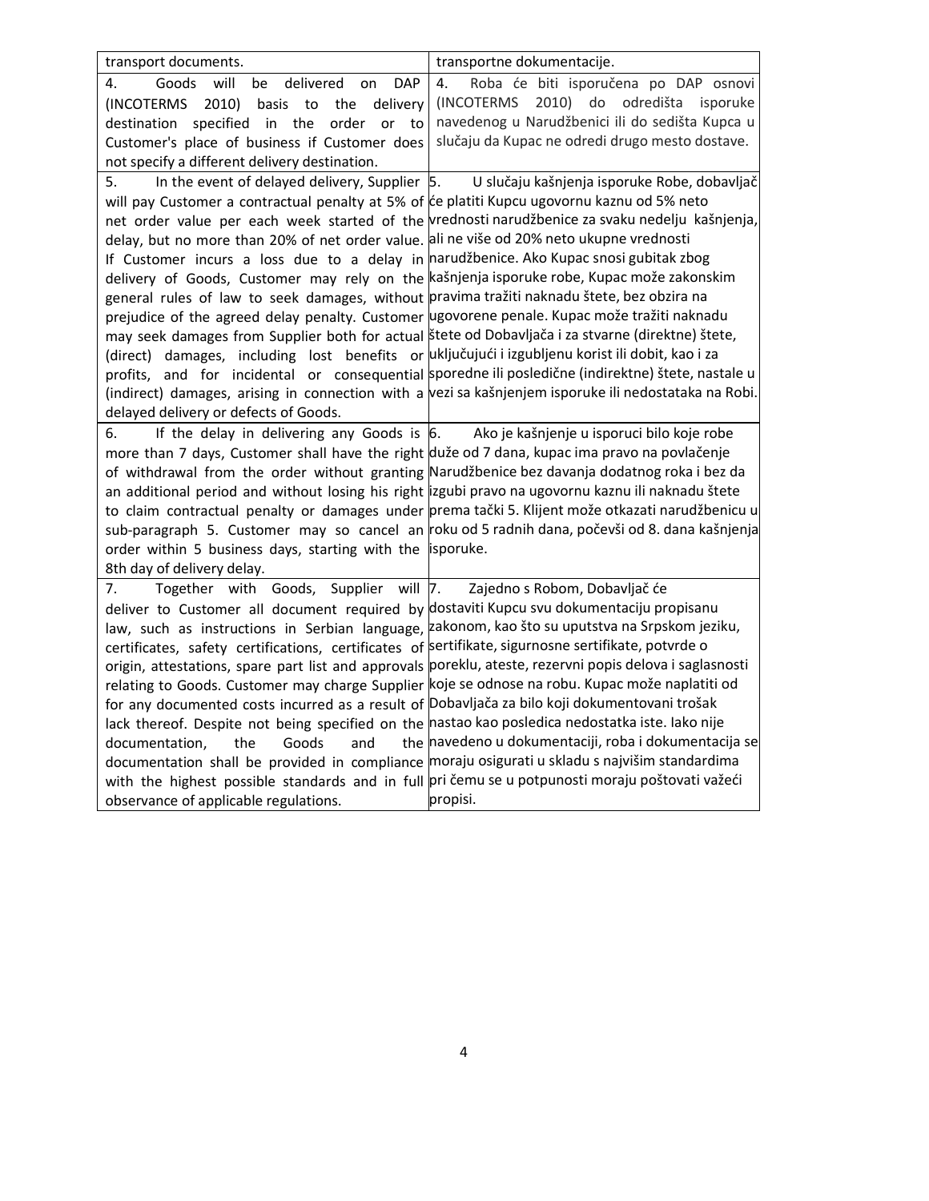| | |
|---|---|
| transport documents. | transportne dokumentacije. |
| 4. Goods will be delivered on DAP (INCOTERMS 2010) basis to the delivery destination specified in the order or to Customer's place of business if Customer does not specify a different delivery destination. | 4. Roba će biti isporučena po DAP osnovi (INCOTERMS 2010) do odredišta isporuke navedenog u Narudžbenici ili do sedišta Kupca u slučaju da Kupac ne odredi drugo mesto dostave. |
| 5. In the event of delayed delivery, Supplier will pay Customer a contractual penalty at 5% of net order value per each week started of the delay, but no more than 20% of net order value. If Customer incurs a loss due to a delay in delivery of Goods, Customer may rely on the general rules of law to seek damages, without prejudice of the agreed delay penalty. Customer may seek damages from Supplier both for actual (direct) damages, including lost benefits or profits, and for incidental or consequential (indirect) damages, arising in connection with a delayed delivery or defects of Goods. | 5. U slučaju kašnjenja isporuke Robe, dobavljač će platiti Kupcu ugovornu kaznu od 5% neto vrednosti narudžbenice za svaku nedelju kašnjenja, ali ne više od 20% neto ukupne vrednosti narudžbenice. Ako Kupac snosi gubitak zbog kašnjenja isporuke robe, Kupac može zakonskim pravima tražiti naknadu štete, bez obzira na ugovorene penale. Kupac može tražiti naknadu štete od Dobavljača i za stvarne (direktne) štete, uključujući i izgubljenu korist ili dobit, kao i za sporedne ili posledične (indirektne) štete, nastale u vezi sa kašnjenjem isporuke ili nedostataka na Robi. |
| 6. If the delay in delivering any Goods is more than 7 days, Customer shall have the right of withdrawal from the order without granting an additional period and without losing his right to claim contractual penalty or damages under sub-paragraph 5. Customer may so cancel an order within 5 business days, starting with the 8th day of delivery delay. | 6. Ako je kašnjenje u isporuci bilo koje robe duže od 7 dana, kupac ima pravo na povlačenje Narudžbenice bez davanja dodatnog roka i bez da izgubi pravo na ugovornu kaznu ili naknadu štete prema tački 5. Klijent može otkazati narudžbenicu u roku od 5 radnih dana, počevši od 8. dana kašnjenja isporuke. |
| 7. Together with Goods, Supplier will deliver to Customer all document required by law, such as instructions in Serbian language, certificates, safety certifications, certificates of origin, attestations, spare part list and approvals relating to Goods. Customer may charge Supplier for any documented costs incurred as a result of lack thereof. Despite not being specified on the documentation, the Goods and the documentation shall be provided in compliance with the highest possible standards and in full observance of applicable regulations. | 7. Zajedno s Robom, Dobavljač će dostaviti Kupcu svu dokumentaciju propisanu zakonom, kao što su uputstva na Srpskom jeziku, sertifikate, sigurnosne sertifikate, potvrde o poreklu, ateste, rezervni popis delova i saglasnosti koje se odnose na robu. Kupac može naplatiti od Dobavljača za bilo koji dokumentovani trošak nastao kao posledica nedostatka iste. Iako nije navedeno u dokumentaciji, roba i dokumentacija se moraju osigurati u skladu s najvišim standardima pri čemu se u potpunosti moraju poštovati važeći propisi. |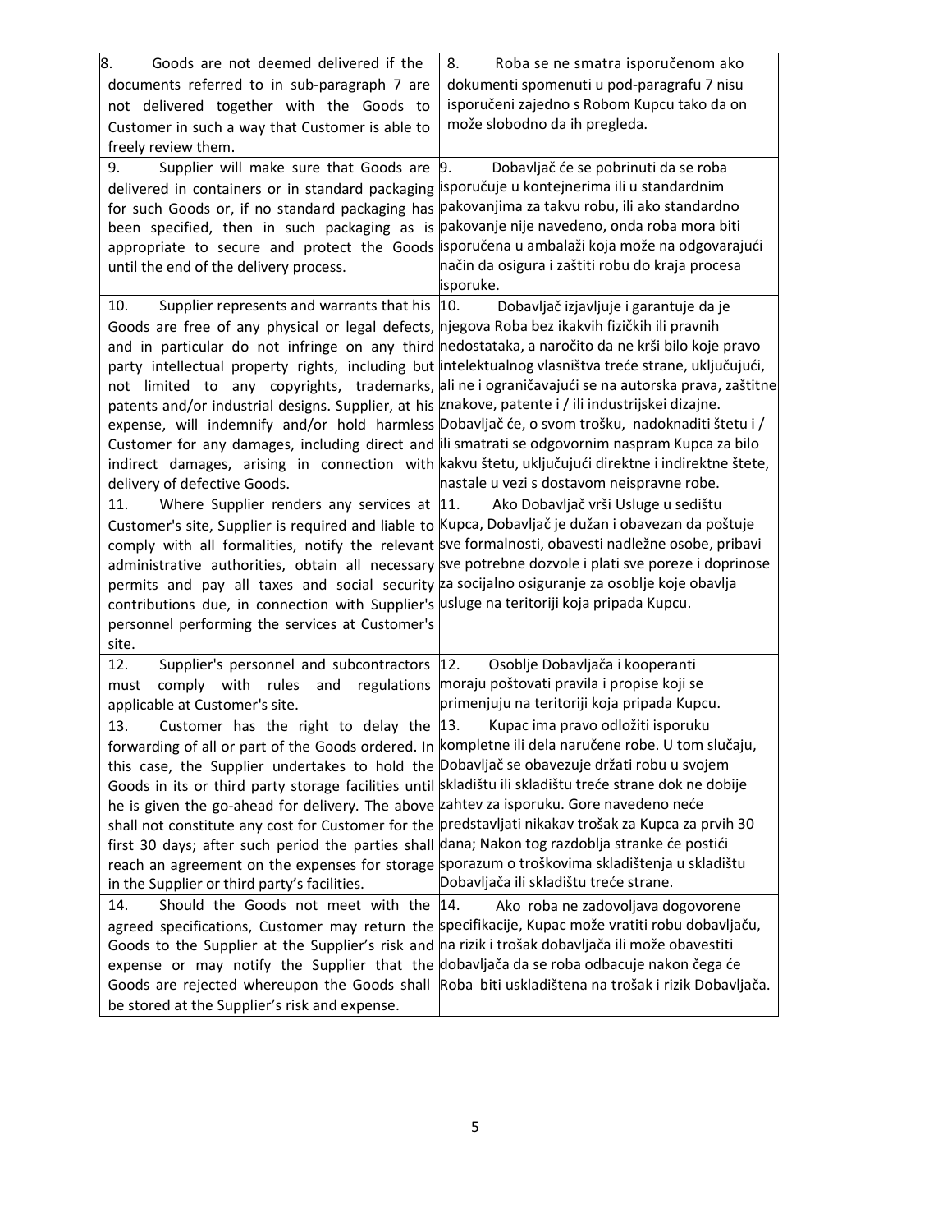| | |
|---|---|
| 8. Goods are not deemed delivered if the documents referred to in sub-paragraph 7 are not delivered together with the Goods to Customer in such a way that Customer is able to freely review them. | 8. Roba se ne smatra isporučenom ako dokumenti spomenuti u pod-paragrafu 7 nisu isporučeni zajedno s Robom Kupcu tako da on može slobodno da ih pregleda. |
| 9. Supplier will make sure that Goods are delivered in containers or in standard packaging for such Goods or, if no standard packaging has been specified, then in such packaging as is appropriate to secure and protect the Goods until the end of the delivery process. | 9. Dobavljač će se pobrinuti da se roba isporučuje u kontejnerima ili u standardnim pakovanjima za takvu robu, ili ako standardno pakovanje nije navedeno, onda roba mora biti isporučena u ambalaži koja može na odgovarajući način da osigura i zaštiti robu do kraja procesa isporuke. |
| 10. Supplier represents and warrants that his Goods are free of any physical or legal defects, and in particular do not infringe on any third party intellectual property rights, including but not limited to any copyrights, trademarks, patents and/or industrial designs. Supplier, at his expense, will indemnify and/or hold harmless Customer for any damages, including direct and indirect damages, arising in connection with delivery of defective Goods. | 10. Dobavljač izjavljuje i garantuje da je njegova Roba bez ikakvih fizičkih ili pravnih nedostataka, a naročito da ne krši bilo koje pravo intelektualnog vlasništva treće strane, uključujući, ali ne i ograničavajući se na autorska prava, zaštitne znakove, patente i / ili industrijskei dizajne. Dobavljač će, o svom trošku, nadoknaditi štetu i / ili smatrati se odgovornim naspram Kupca za bilo kakvu štetu, uključujući direktne i indirektne štete, nastale u vezi s dostavom neispravne robe. |
| 11. Where Supplier renders any services at Customer's site, Supplier is required and liable to comply with all formalities, notify the relevant administrative authorities, obtain all necessary permits and pay all taxes and social security contributions due, in connection with Supplier's personnel performing the services at Customer's site. | 11. Ako Dobavljač vrši Usluge u sedištu Kupca, Dobavljač je dužan i obavezan da poštuje sve formalnosti, obavesti nadležne osobe, pribavi sve potrebne dozvole i plati sve poreze i doprinose za socijalno osiguranje za osoblje koje obavlja usluge na teritoriji koja pripada Kupcu. |
| 12. Supplier's personnel and subcontractors must comply with rules and regulations applicable at Customer's site. | 12. Osoblje Dobavljača i kooperanti moraju poštovati pravila i propise koji se primenjuju na teritoriji koja pripada Kupcu. |
| 13. Customer has the right to delay the forwarding of all or part of the Goods ordered. In this case, the Supplier undertakes to hold the Goods in its or third party storage facilities until he is given the go-ahead for delivery. The above shall not constitute any cost for Customer for the first 30 days; after such period the parties shall reach an agreement on the expenses for storage in the Supplier or third party's facilities. | 13. Kupac ima pravo odložiti isporuku kompletne ili dela naručene robe. U tom slučaju, Dobavljač se obavezuje držati robu u svojem skladištu ili skladištu treće strane dok ne dobije zahtev za isporuku. Gore navedeno neće predstavljati nikakav trošak za Kupca za prvih 30 dana; Nakon tog razdoblja stranke će postići sporazum o troškovima skladištenja u skladištu Dobavljača ili skladištu treće strane. |
| 14. Should the Goods not meet with the agreed specifications, Customer may return the Goods to the Supplier at the Supplier's risk and expense or may notify the Supplier that the Goods are rejected whereupon the Goods shall be stored at the Supplier's risk and expense. | 14. Ako roba ne zadovoljava dogovorene specifikacije, Kupac može vratiti robu dobavljaču, na rizik i trošak dobavljača ili može obavestiti dobavljača da se roba odbacuje nakon čega će Roba biti uskladištena na trošak i rizik Dobavljača. |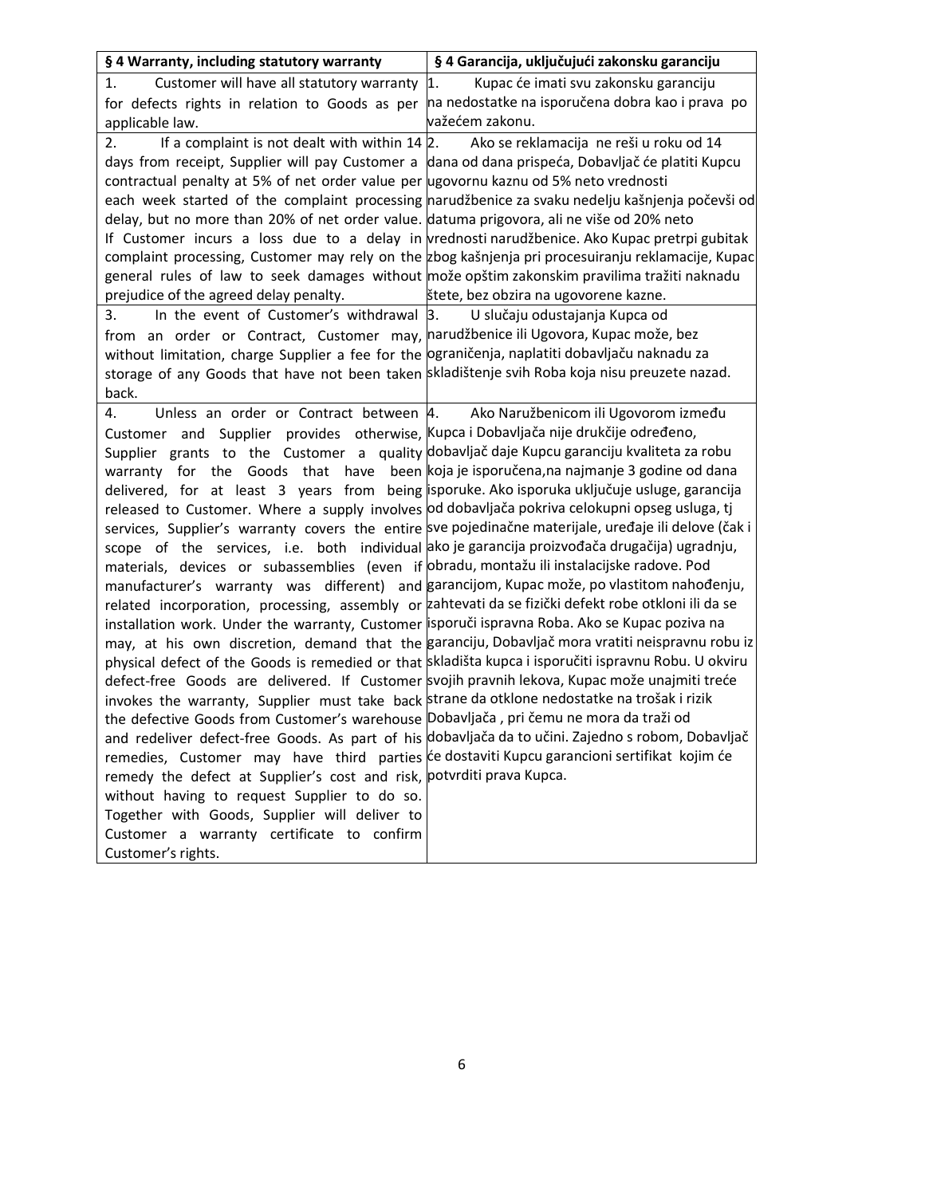| § 4 Warranty, including statutory warranty | § 4 Garancija, uključujući zakonsku garanciju |
|---|---|
| 1. Customer will have all statutory warranty for defects rights in relation to Goods as per applicable law. | 1. Kupac će imati svu zakonsku garanciju na nedostatke na isporučena dobra kao i prava po važećem zakonu. |
| 2. If a complaint is not dealt with within 14 days from receipt, Supplier will pay Customer a contractual penalty at 5% of net order value per each week started of the complaint processing delay, but no more than 20% of net order value. If Customer incurs a loss due to a delay in complaint processing, Customer may rely on the general rules of law to seek damages without prejudice of the agreed delay penalty. | 2. Ako se reklamacija ne reši u roku od 14 dana od dana prispeća, Dobavljač će platiti Kupcu ugovornu kaznu od 5% neto vrednosti narudžbenice za svaku nedelju kašnjenja počevši od datuma prigovora, ali ne više od 20% neto vrednosti narudžbenice. Ako Kupac pretrpi gubitak zbog kašnjenja pri procesuiranju reklamacije, Kupac može opštim zakonskim pravilima tražiti naknadu štete, bez obzira na ugovorene kazne. |
| 3. In the event of Customer's withdrawal from an order or Contract, Customer may, without limitation, charge Supplier a fee for the storage of any Goods that have not been taken back. | 3. U slučaju odustajanja Kupca od narudžbenice ili Ugovora, Kupac može, bez ograničenja, naplatiti dobavljaču naknadu za skladištenje svih Roba koja nisu preuzete nazad. |
| 4. Unless an order or Contract between Customer and Supplier provides otherwise, Supplier grants to the Customer a quality warranty for the Goods that have been delivered, for at least 3 years from being released to Customer. Where a supply involves services, Supplier's warranty covers the entire scope of the services, i.e. both individual materials, devices or subassemblies (even if manufacturer's warranty was different) and related incorporation, processing, assembly or installation work. Under the warranty, Customer may, at his own discretion, demand that the physical defect of the Goods is remedied or that defect-free Goods are delivered. If Customer invokes the warranty, Supplier must take back the defective Goods from Customer's warehouse and redeliver defect-free Goods. As part of his remedies, Customer may have third parties remedy the defect at Supplier's cost and risk, without having to request Supplier to do so. Together with Goods, Supplier will deliver to Customer a warranty certificate to confirm Customer's rights. | 4. Ako Naružbenicom ili Ugovorom između Kupca i Dobavljača nije drukčije određeno, dobavljač daje Kupcu garanciju kvaliteta za robu koja je isporučena,na najmanje 3 godine od dana isporuke. Ako isporuka uključuje usluge, garancija od dobavljača pokriva celokupni opseg usluga, tj sve pojedinačne materijale, uređaje ili delove (čak i ako je garancija proizvođača drugačija) ugradnju, obradu, montažu ili instalacijske radove. Pod garancijom, Kupac može, po vlastitom nahođenju, zahtevati da se fizički defekt robe otkloni ili da se isporuči ispravna Roba. Ako se Kupac poziva na garanciju, Dobavljač mora vratiti neispravnu robu iz skladišta kupca i isporučiti ispravnu Robu. U okviru svojih pravnih lekova, Kupac može unajmiti treće strane da otklone nedostatke na trošak i rizik Dobavljača , pri čemu ne mora da traži od dobavljača da to učini. Zajedno s robom, Dobavljač će dostaviti Kupcu garancioni sertifikat kojim će potvrditi prava Kupca. |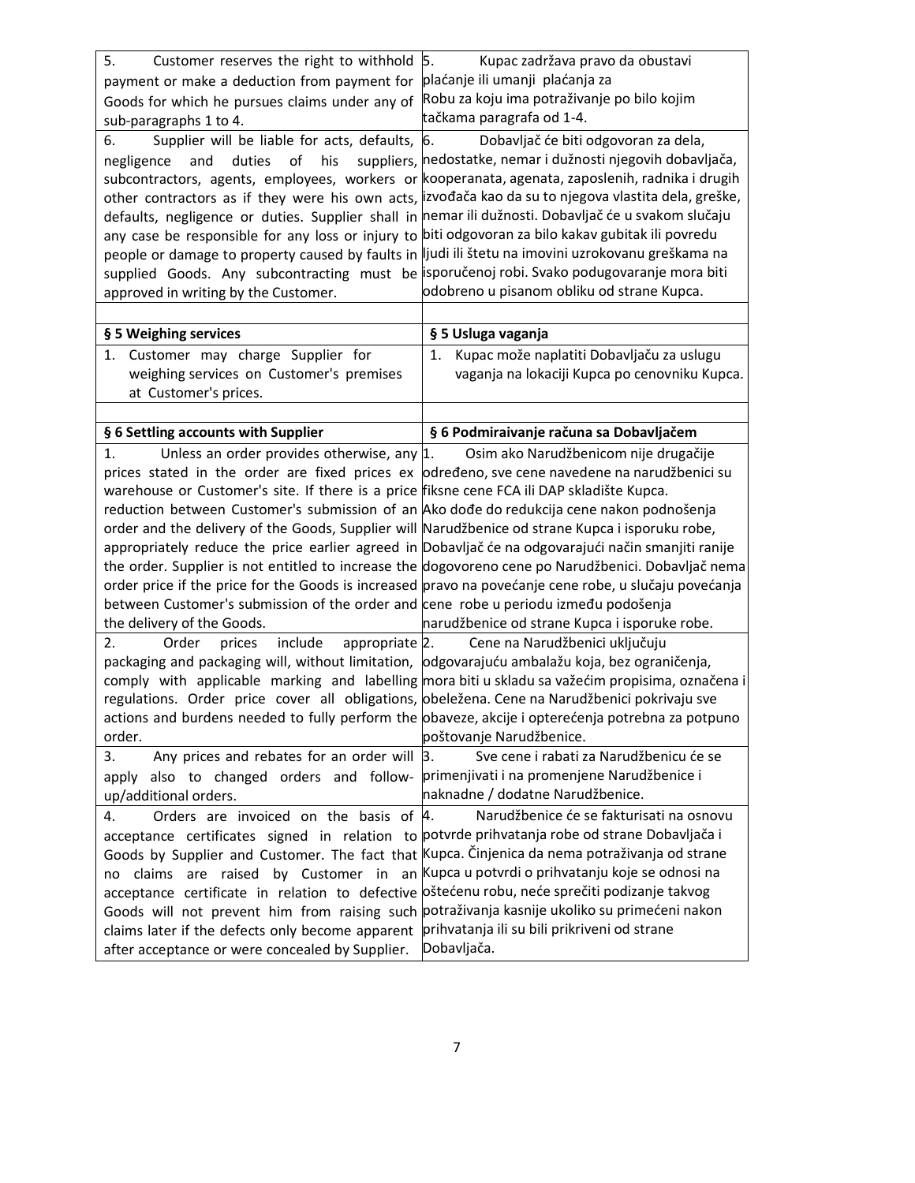| | |
|---|---|
| 5. Customer reserves the right to withhold payment or make a deduction from payment for Goods for which he pursues claims under any of sub-paragraphs 1 to 4. | 5. Kupac zadržava pravo da obustavi plaćanje ili umanji plaćanja za Robu za koju ima potraživanje po bilo kojim tačkama paragrafa od 1-4. |
| 6. Supplier will be liable for acts, defaults, negligence and duties of his suppliers, subcontractors, agents, employees, workers or other contractors as if they were his own acts, defaults, negligence or duties. Supplier shall in any case be responsible for any loss or injury to people or damage to property caused by faults in supplied Goods. Any subcontracting must be approved in writing by the Customer. | 6. Dobavljač će biti odgovoran za dela, nedostatke, nemar i dužnosti njegovih dobavljača, kooperanata, agenata, zaposlenih, radnika i drugih izvođača kao da su to njegova vlastita dela, greške, nemar ili dužnosti. Dobavljač će u svakom slučaju biti odgovoran za bilo kakav gubitak ili povredu ljudi ili štetu na imovini uzrokovanu greškama na isporučenoj robi. Svako podugovaranje mora biti odobreno u pisanom obliku od strane Kupca. |
| | |
| **§ 5 Weighing services** | **§ 5 Usluga vaganja** |
| 1. Customer may charge Supplier for weighing services on Customer's premises at Customer's prices. | 1. Kupac može naplatiti Dobavljaču za uslugu vaganja na lokaciji Kupca po cenovniku Kupca. |
| | |
| **§ 6 Settling accounts with Supplier** | **§ 6 Podmiraivanje računa sa Dobavljačem** |
| 1. Unless an order provides otherwise, any prices stated in the order are fixed prices ex warehouse or Customer's site. If there is a price reduction between Customer's submission of an order and the delivery of the Goods, Supplier will appropriately reduce the price earlier agreed in the order. Supplier is not entitled to increase the order price if the price for the Goods is increased between Customer's submission of the order and the delivery of the Goods. | 1. Osim ako Narudžbenicom nije drugačije određeno, sve cene navedene na narudžbenici su fiksne cene FCA ili DAP skladište Kupca. Ako dođe do redukcija cene nakon podnošenja Narudžbenice od strane Kupca i isporuku robe, Dobavljač će na odgovarajući način smanjiti ranije dogovoreno cene po Narudžbenici. Dobavljač nema pravo na povećanje cene robe, u slučaju povećanja cene robe u periodu između podošenja narudžbenice od strane Kupca i isporuke robe. |
| 2. Order prices include appropriate packaging and packaging will, without limitation, comply with applicable marking and labelling regulations. Order price cover all obligations, actions and burdens needed to fully perform the order. | 2. Cene na Narudžbenici uključuju odgovarajuću ambalažu koja, bez ograničenja, mora biti u skladu sa važećim propisima, označena i obeležena. Cene na Narudžbenici pokrivaju sve obaveze, akcije i opterećenja potrebna za potpuno poštovanje Narudžbenice. |
| 3. Any prices and rebates for an order will apply also to changed orders and follow-up/additional orders. | 3. Sve cene i rabati za Narudžbenicu će se primenjivati i na promenjene Narudžbenice i naknadne / dodatne Narudžbenice. |
| 4. Orders are invoiced on the basis of acceptance certificates signed in relation to Goods by Supplier and Customer. The fact that no claims are raised by Customer in an acceptance certificate in relation to defective Goods will not prevent him from raising such claims later if the defects only become apparent after acceptance or were concealed by Supplier. | 4. Narudžbenice će se fakturisati na osnovu potvrde prihvatanja robe od strane Dobavljača i Kupca. Činjenica da nema potraživanja od strane Kupca u potvrdi o prihvatanju koje se odnosi na oštećenu robu, neće sprečiti podizanje takvog potraživanja kasnije ukoliko su primećeni nakon prihvatanja ili su bili prikriveni od strane Dobavljača. |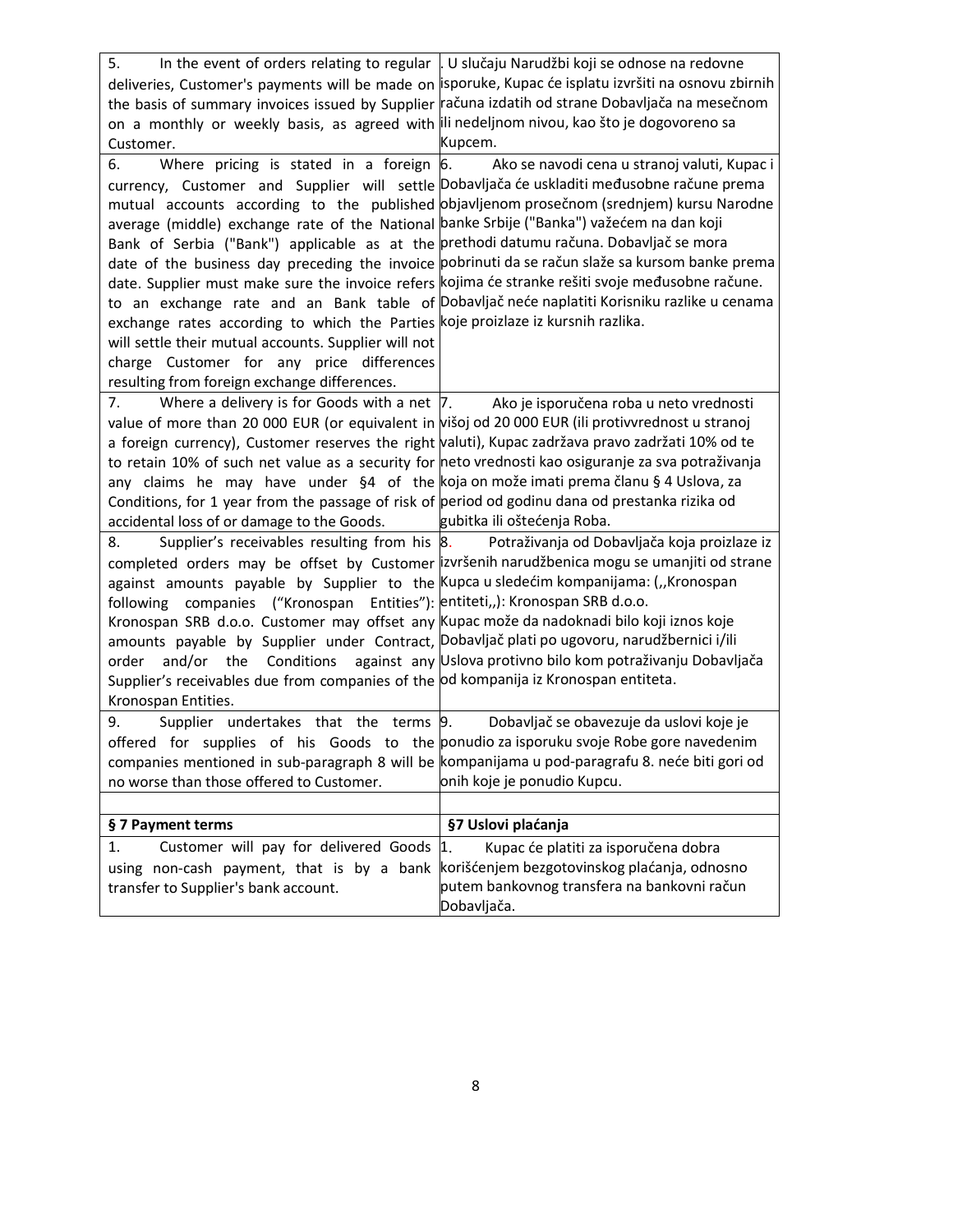| | |
|---|---|
| 5. In the event of orders relating to regular deliveries, Customer's payments will be made on the basis of summary invoices issued by Supplier on a monthly or weekly basis, as agreed with Customer. | . U slučaju Narudžbi koji se odnose na redovne isporuke, Kupac će isplatu izvršiti na osnovu zbirnih računa izdatih od strane Dobavljača na mesečnom ili nedeljnom nivou, kao što je dogovoreno sa Kupcem. |
| 6. Where pricing is stated in a foreign currency, Customer and Supplier will settle mutual accounts according to the published average (middle) exchange rate of the National Bank of Serbia ("Bank") applicable as at the date of the business day preceding the invoice date. Supplier must make sure the invoice refers to an exchange rate and an Bank table of exchange rates according to which the Parties will settle their mutual accounts. Supplier will not charge Customer for any price differences resulting from foreign exchange differences. | 6. Ako se navodi cena u stranoj valuti, Kupac i Dobavljača će uskladiti međusobne račune prema objavljenom prosečnom (srednjem) kursu Narodne banke Srbije ("Banka") važećem na dan koji prethodi datumu računa. Dobavljač se mora pobrinuti da se račun slaže sa kursom banke prema kojima će stranke rešiti svoje međusobne račune. Dobavljač neće naplatiti Korisniku razlike u cenama koje proizlaze iz kursnih razlika. |
| 7. Where a delivery is for Goods with a net value of more than 20 000 EUR (or equivalent in a foreign currency), Customer reserves the right to retain 10% of such net value as a security for any claims he may have under §4 of the Conditions, for 1 year from the passage of risk of accidental loss of or damage to the Goods. | 7. Ako je isporučena roba u neto vrednosti višoj od 20 000 EUR (ili protivvrednost u stranoj valuti), Kupac zadržava pravo zadržati 10% od te neto vrednosti kao osiguranje za sva potraživanja koja on može imati prema članu § 4 Uslova, za period od godinu dana od prestanka rizika od gubitka ili oštećenja Roba. |
| 8. Supplier's receivables resulting from his completed orders may be offset by Customer against amounts payable by Supplier to the following companies ("Kronospan Entities"): Kronospan SRB d.o.o. Customer may offset any amounts payable by Supplier under Contract, order and/or the Conditions against any Supplier's receivables due from companies of the Kronospan Entities. | 8. Potraživanja od Dobavljača koja proizlaze iz izvršenih narudžbenica mogu se umanjiti od strane Kupca u sledećim kompanijama: („Kronospan entiteti,,): Kronospan SRB d.o.o. Kupac može da nadoknadi bilo koji iznos koje Dobavljač plati po ugovoru, narudžbernici i/ili Uslova protivno bilo kom potraživanju Dobavljača od kompanija iz Kronospan entiteta. |
| 9. Supplier undertakes that the terms offered for supplies of his Goods to the companies mentioned in sub-paragraph 8 will be no worse than those offered to Customer. | 9. Dobavljač se obavezuje da uslovi koje je ponudio za isporuku svoje Robe gore navedenim kompanijama u pod-paragrafu 8. neće biti gori od onih koje je ponudio Kupcu. |
| | |
| **§ 7 Payment terms** | **§7 Uslovi plaćanja** |
| 1. Customer will pay for delivered Goods using non-cash payment, that is by a bank transfer to Supplier's bank account. | 1. Kupac će platiti za isporučena dobra korišćenjem bezgotovinskog plaćanja, odnosno putem bankovnog transfera na bankovni račun Dobavljača. |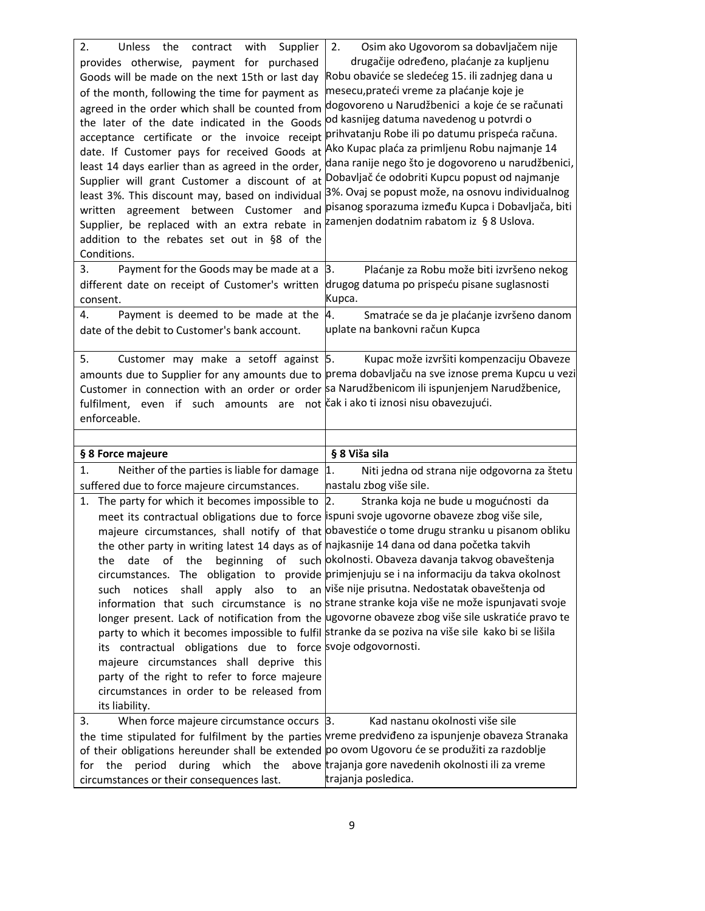| | |
|---|---|
| 2. Unless the contract with Supplier provides otherwise, payment for purchased Goods will be made on the next 15th or last day of the month, following the time for payment as agreed in the order which shall be counted from the later of the date indicated in the Goods acceptance certificate or the invoice receipt date. If Customer pays for received Goods at least 14 days earlier than as agreed in the order, Supplier will grant Customer a discount of at least 3%. This discount may, based on individual written agreement between Customer and Supplier, be replaced with an extra rebate in addition to the rebates set out in §8 of the Conditions. | 2. Osim ako Ugovorom sa dobavljačem nije drugačije određeno, plaćanje za kupljenu Robu obaviće se sledećeg 15. ili zadnjeg dana u mesecu,prateći vreme za plaćanje koje je dogovoreno u Narudžbenici a koje će se računati od kasnijeg datuma navedenog u potvrdi o prihvatanju Robe ili po datumu prispeća računa. Ako Kupac plaća za primljenu Robu najmanje 14 dana ranije nego što je dogovoreno u narudžbenici, Dobavljač će odobriti Kupcu popust od najmanje 3%. Ovaj se popust može, na osnovu individualnog pisanog sporazuma između Kupca i Dobavljača, biti zamenjen dodatnim rabatom iz § 8 Uslova. |
| 3. Payment for the Goods may be made at a different date on receipt of Customer's written consent. | 3. Plaćanje za Robu može biti izvršeno nekog drugog datuma po prispeću pisane suglasnosti Kupca. |
| 4. Payment is deemed to be made at the date of the debit to Customer's bank account. | 4. Smatraće se da je plaćanje izvršeno danom uplate na bankovni račun Kupca |
| 5. Customer may make a setoff against amounts due to Supplier for any amounts due to Customer in connection with an order or order fulfilment, even if such amounts are not enforceable. | 5. Kupac može izvršiti kompenzaciju Obaveze prema dobavljaču na sve iznose prema Kupcu u vezi sa Narudžbenicom ili ispunjenjem Narudžbenice, čak i ako ti iznosi nisu obavezujući. |
| | |
| **§ 8 Force majeure** | **§ 8 Viša sila** |
| 1. Neither of the parties is liable for damage suffered due to force majeure circumstances. | 1. Niti jedna od strana nije odgovorna za štetu nastalu zbog više sile. |
| 1. The party for which it becomes impossible to meet its contractual obligations due to force majeure circumstances, shall notify that the other party in writing latest 14 days as of the date of the beginning of such circumstances. The obligation to provide such notices shall apply also to an information that such circumstance is no longer present. Lack of notification from the party to which it becomes impossible to fulfil its contractual obligations due to force majeure circumstances shall deprive this party of the right to refer to force majeure circumstances in order to be released from its liability. | 2. Stranka koja ne bude u mogućnosti da ispuni svoje ugovorne obaveze zbog više sile, obavestiće o tome drugu stranku u pisanom obliku najkasnije 14 dana od dana početka takvih okolnosti. Obaveza davanja takvog obaveštenja primjenjuju se i na informaciju da takva okolnost više nije prisutna. Nedostatak obaveštenja od strane stranke koja više ne može ispunjavati svoje ugovorne obaveze zbog više sile uskratiće pravo te stranke da se poziva na više sile kako bi se lišila svoje odgovornosti. |
| 3. When force majeure circumstance occurs the time stipulated for fulfilment by the parties of their obligations hereunder shall be extended for the period during which the above circumstances or their consequences last. | 3. Kad nastanu okolnosti više sile vreme predviđeno za ispunjenje obaveza Stranaka po ovom Ugovoru će se produžiti za razdoblje trajanja gore navedenih okolnosti ili za vreme trajanja posledica. |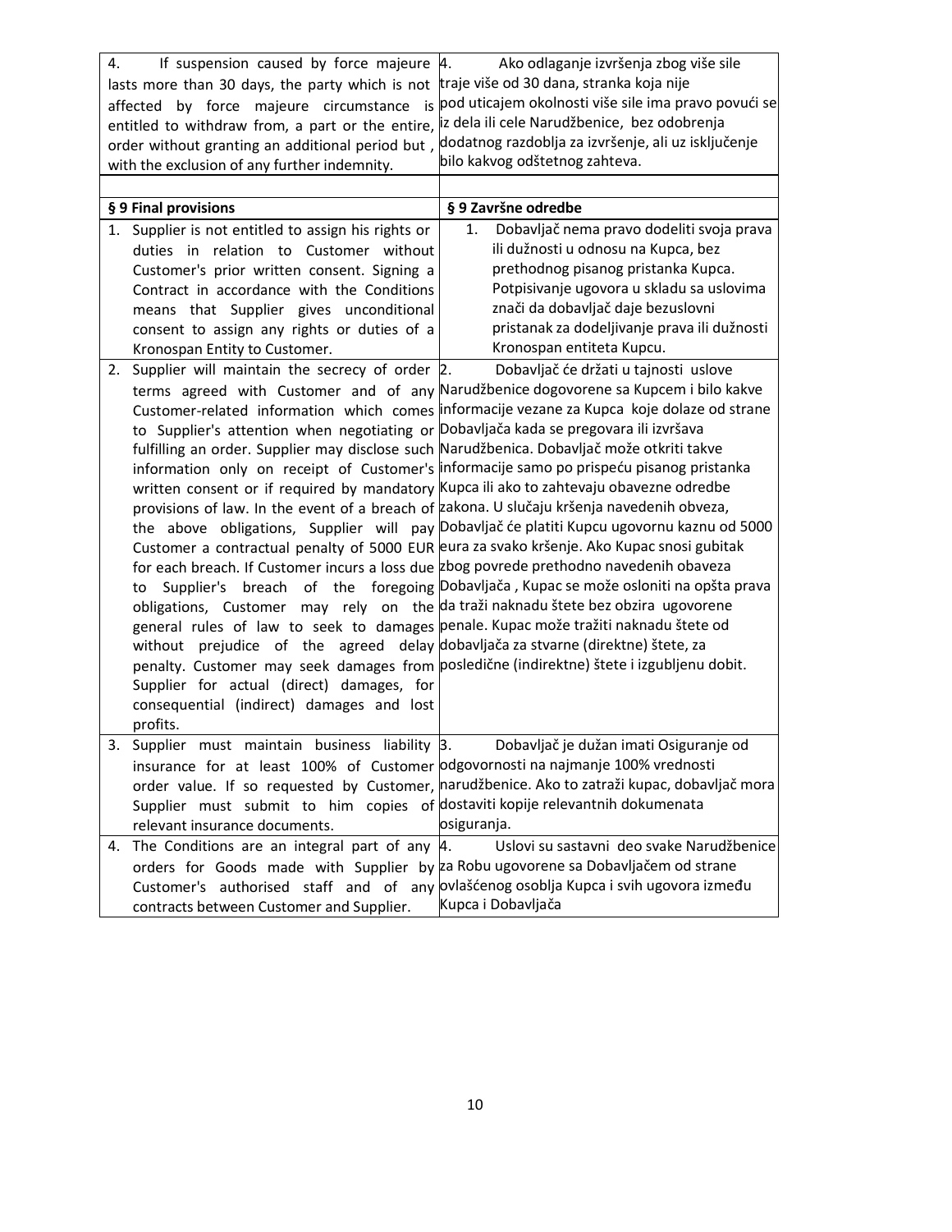| | |
|---|---|
| 4. If suspension caused by force majeure lasts more than 30 days, the party which is not affected by force majeure circumstance is entitled to withdraw from, a part or the entire, order without granting an additional period but , with the exclusion of any further indemnity. | 4. Ako odlaganje izvršenja zbog više sile traje više od 30 dana, stranka koja nije pod uticajem okolnosti više sile ima pravo povući se iz dela ili cele Narudžbenice, bez odobrenja dodatnog razdoblja za izvršenje, ali uz isključenje bilo kakvog odštetnog zahteva. |
| | |
| **§ 9 Final provisions** | **§ 9 Završne odredbe** |
| 1. Supplier is not entitled to assign his rights or duties in relation to Customer without Customer's prior written consent. Signing a Contract in accordance with the Conditions means that Supplier gives unconditional consent to assign any rights or duties of a Kronospan Entity to Customer. | 1. Dobavljač nema pravo dodeliti svoja prava ili dužnosti u odnosu na Kupca, bez prethodnog pisanog pristanka Kupca. Potpisivanje ugovora u skladu sa uslovima znači da dobavljač daje bezuslovni pristanak za dodeljivanje prava ili dužnosti Kronospan entiteta Kupcu. |
| 2. Supplier will maintain the secrecy of order terms agreed with Customer and of any Customer-related information which comes to Supplier's attention when negotiating or fulfilling an order. Supplier may disclose such information only on receipt of Customer's written consent or if required by mandatory provisions of law. In the event of a breach of the above obligations, Supplier will pay Customer a contractual penalty of 5000 EUR for each breach. If Customer incurs a loss due to Supplier's breach of the foregoing obligations, Customer may rely on the general rules of law to seek to damages without prejudice of the agreed delay penalty. Customer may seek damages from Supplier for actual (direct) damages, for consequential (indirect) damages and lost profits. | 2. Dobavljač će držati u tajnosti uslove Narudžbenice dogovorene sa Kupcem i bilo kakve informacije vezane za Kupca koje dolaze od strane Dobavljača kada se pregovara ili izvršava Narudžbenica. Dobavljač može otkriti takve informacije samo po prispeću pisanog pristanka Kupca ili ako to zahtevaju obavezne odredbe zakona. U slučaju kršenja navedenih obveza, Dobavljač će platiti Kupcu ugovornu kaznu od 5000 eura za svako kršenje. Ako Kupac snosi gubitak zbog povrede prethodno navedenih obaveza Dobavljača , Kupac se može osloniti na opšta prava da traži naknadu štete bez obzira ugovorene penale. Kupac može tražiti naknadu štete od dobavljača za stvarne (direktne) štete, za posledične (indirektne) štete i izgubljenu dobit. |
| 3. Supplier must maintain business liability insurance for at least 100% of Customer order value. If so requested by Customer, Supplier must submit to him copies of relevant insurance documents. | 3. Dobavljač je dužan imati Osiguranje od odgovornosti na najmanje 100% vrednosti narudžbenice. Ako to zatraži kupac, dobavljač mora dostaviti kopije relevantnih dokumenata osiguranja. |
| 4. The Conditions are an integral part of any orders for Goods made with Supplier by Customer's authorised staff and of any contracts between Customer and Supplier. | 4. Uslovi su sastavni deo svake Narudžbenice za Robu ugovorene sa Dobavljačem od strane ovlašćenog osoblja Kupca i svih ugovora između Kupca i Dobavljača |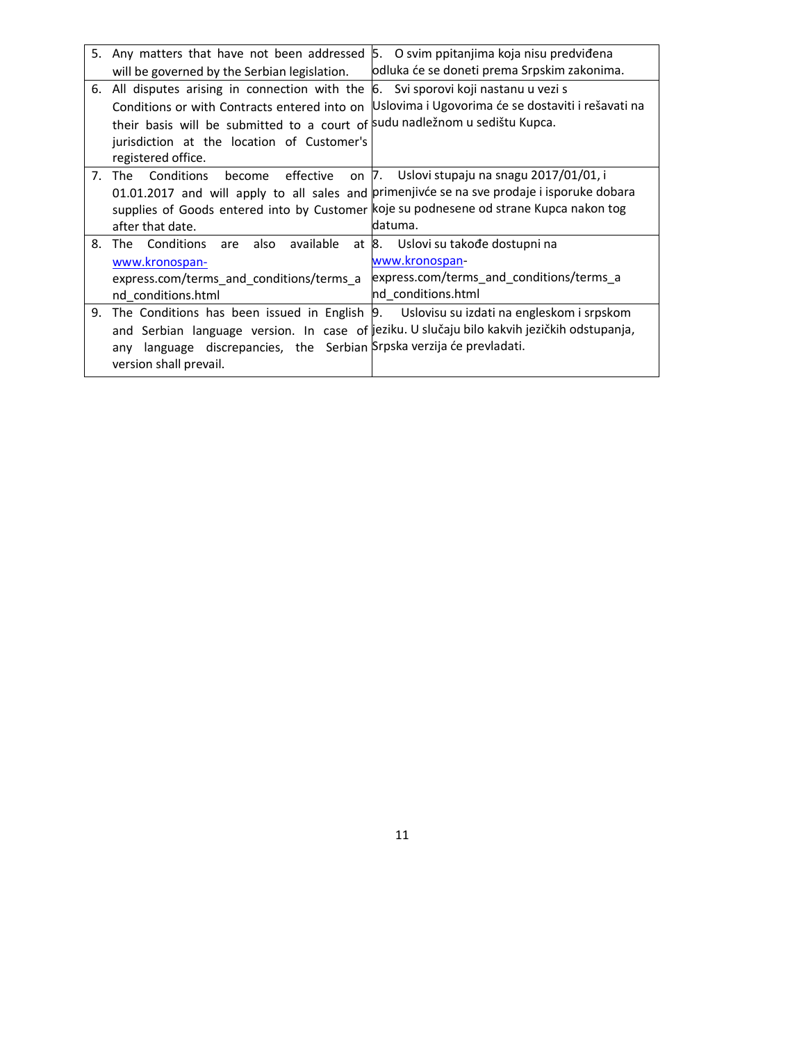| | |
|---|---|
| 5. Any matters that have not been addressed will be governed by the Serbian legislation. | 5. O svim ppitanjima koja nisu predviđena odluka će se doneti prema Srpskim zakonima. |
| 6. All disputes arising in connection with the Conditions or with Contracts entered into on their basis will be submitted to a court of jurisdiction at the location of Customer's registered office. | 6. Svi sporovi koji nastanu u vezi s Uslovima i Ugovorima će se dostaviti i rešavati na sudu nadležnom u sedištu Kupca. |
| 7. The Conditions become effective on 01.01.2017 and will apply to all sales and supplies of Goods entered into by Customer after that date. | 7. Uslovi stupaju na snagu 2017/01/01, i primenjivće se na sve prodaje i isporuke dobara koje su podnesene od strane Kupca nakon tog datuma. |
| 8. The Conditions are also available at www.kronospan-express.com/terms_and_conditions/terms_and_conditions.html | 8. Uslovi su takođe dostupni na www.kronospan-express.com/terms_and_conditions/terms_and_conditions.html |
| 9. The Conditions has been issued in English and Serbian language version. In case of any language discrepancies, the Serbian version shall prevail. | 9. Uslovisu su izdati na engleskom i srpskom jeziku. U slučaju bilo kakvih jezičkih odstupanja, Srpska verzija će prevladati. |